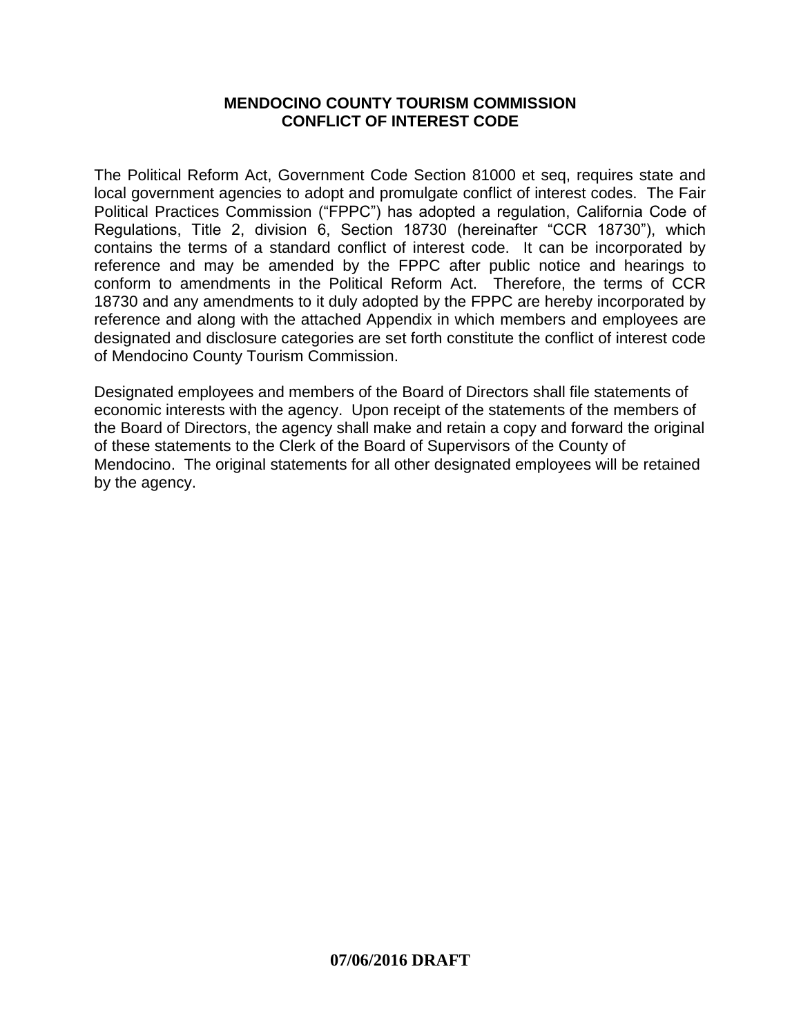# MENDOCINO COUNTY TOURISM COMMISSION
# CONFLICT OF INTEREST CODE

The Political Reform Act, Government Code Section 81000 et seq, requires state and local government agencies to adopt and promulgate conflict of interest codes. The Fair Political Practices Commission ("FPPC") has adopted a regulation, California Code of Regulations, Title 2, division 6, Section 18730 (hereinafter "CCR 18730"), which contains the terms of a standard conflict of interest code. It can be incorporated by reference and may be amended by the FPPC after public notice and hearings to conform to amendments in the Political Reform Act. Therefore, the terms of CCR 18730 and any amendments to it duly adopted by the FPPC are hereby incorporated by reference and along with the attached Appendix in which members and employees are designated and disclosure categories are set forth constitute the conflict of interest code of Mendocino County Tourism Commission.

Designated employees and members of the Board of Directors shall file statements of economic interests with the agency. Upon receipt of the statements of the members of the Board of Directors, the agency shall make and retain a copy and forward the original of these statements to the Clerk of the Board of Supervisors of the County of Mendocino. The original statements for all other designated employees will be retained by the agency.

**07/06/2016 DRAFT**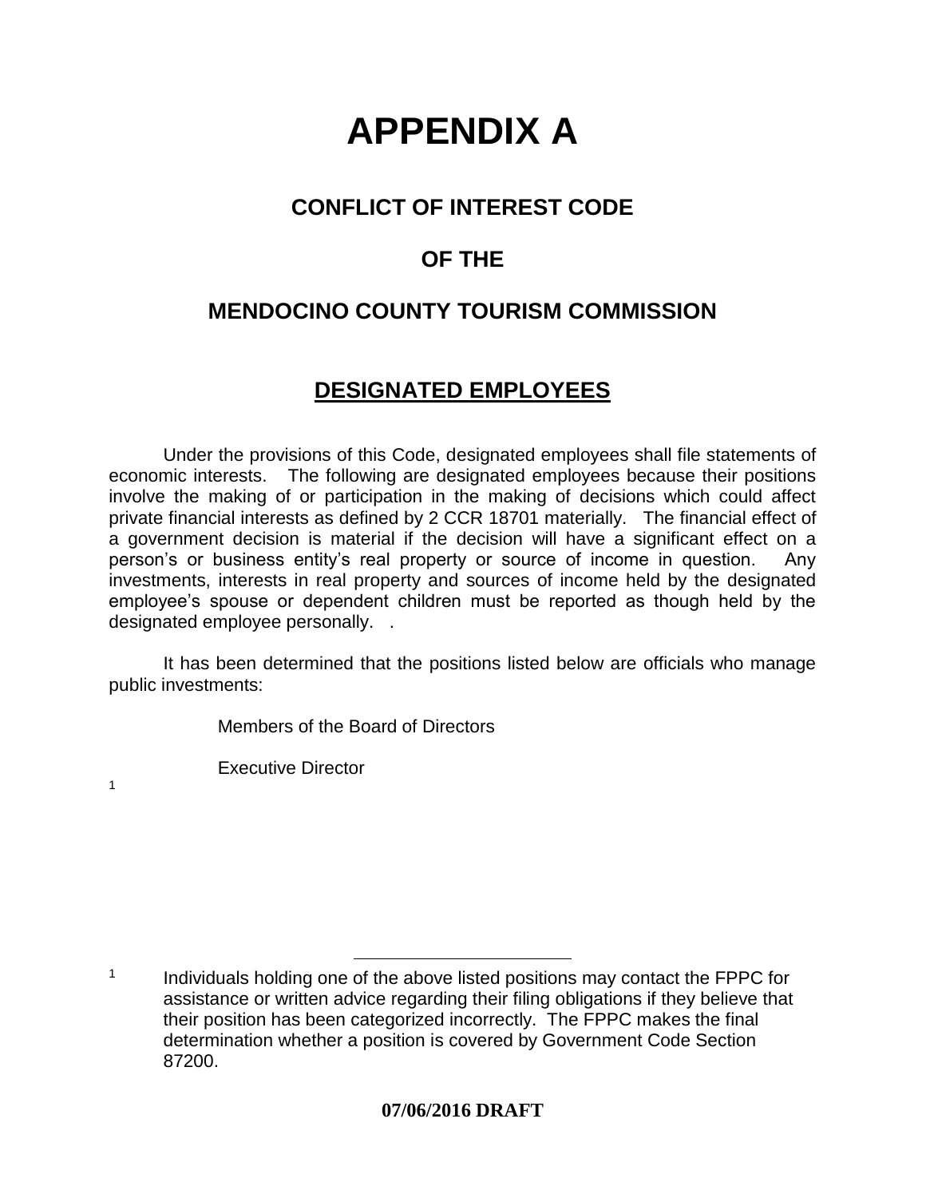# APPENDIX A

## CONFLICT OF INTEREST CODE

## OF THE

## MENDOCINO COUNTY TOURISM COMMISSION

## DESIGNATED EMPLOYEES

Under the provisions of this Code, designated employees shall file statements of economic interests. The following are designated employees because their positions involve the making of or participation in the making of decisions which could affect private financial interests as defined by 2 CCR 18701 materially. The financial effect of a government decision is material if the decision will have a significant effect on a person's or business entity's real property or source of income in question. Any investments, interests in real property and sources of income held by the designated employee's spouse or dependent children must be reported as though held by the designated employee personally. .

It has been determined that the positions listed below are officials who manage public investments:

Members of the Board of Directors

Executive Director

[1]

---

[1] Individuals holding one of the above listed positions may contact the FPPC for assistance or written advice regarding their filing obligations if they believe that their position has been categorized incorrectly. The FPPC makes the final determination whether a position is covered by Government Code Section 87200.

**07/06/2016 DRAFT**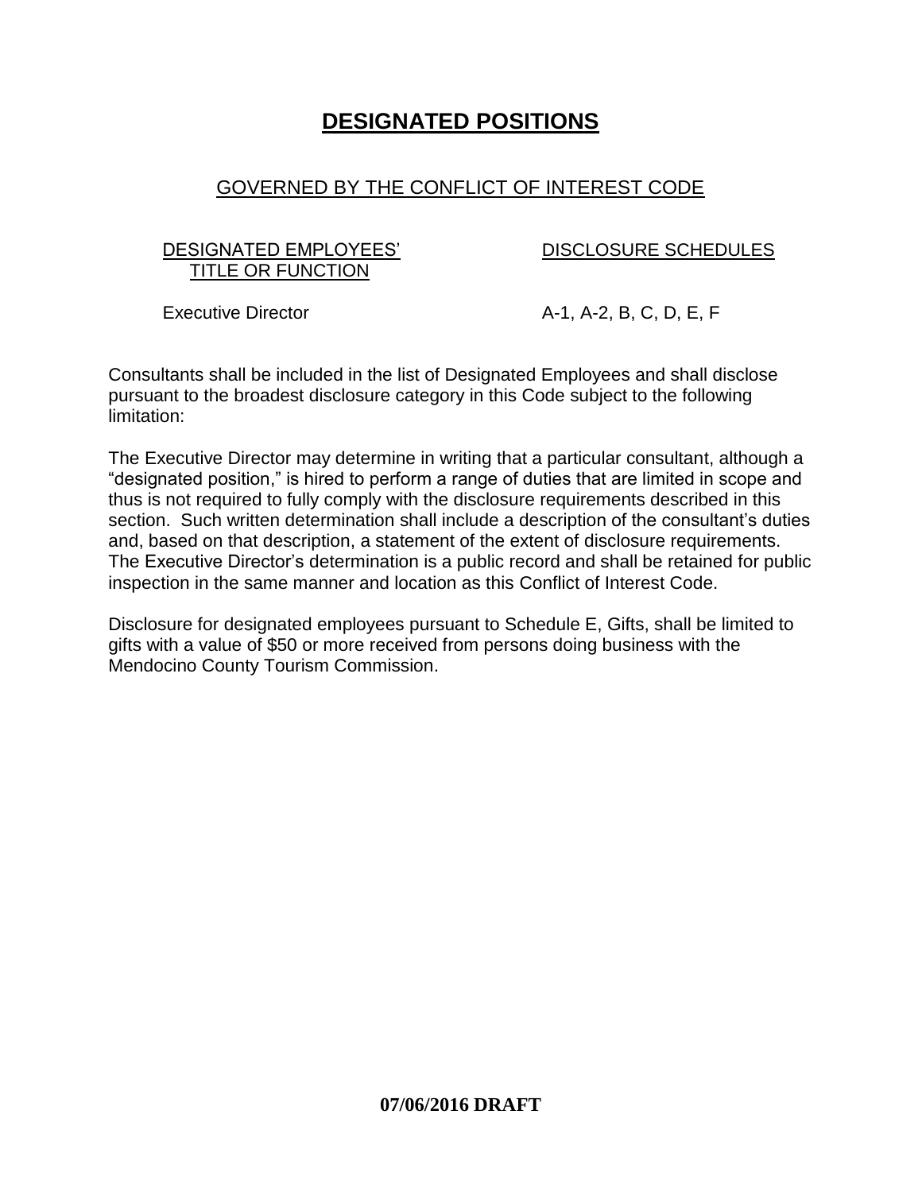# DESIGNATED POSITIONS

## GOVERNED BY THE CONFLICT OF INTEREST CODE

| DESIGNATED EMPLOYEES' TITLE OR FUNCTION | DISCLOSURE SCHEDULES |
|---|---|
| Executive Director | A-1, A-2, B, C, D, E, F |

Consultants shall be included in the list of Designated Employees and shall disclose pursuant to the broadest disclosure category in this Code subject to the following limitation:

The Executive Director may determine in writing that a particular consultant, although a "designated position," is hired to perform a range of duties that are limited in scope and thus is not required to fully comply with the disclosure requirements described in this section. Such written determination shall include a description of the consultant's duties and, based on that description, a statement of the extent of disclosure requirements. The Executive Director's determination is a public record and shall be retained for public inspection in the same manner and location as this Conflict of Interest Code.

Disclosure for designated employees pursuant to Schedule E, Gifts, shall be limited to gifts with a value of $50 or more received from persons doing business with the Mendocino County Tourism Commission.

**07/06/2016 DRAFT**